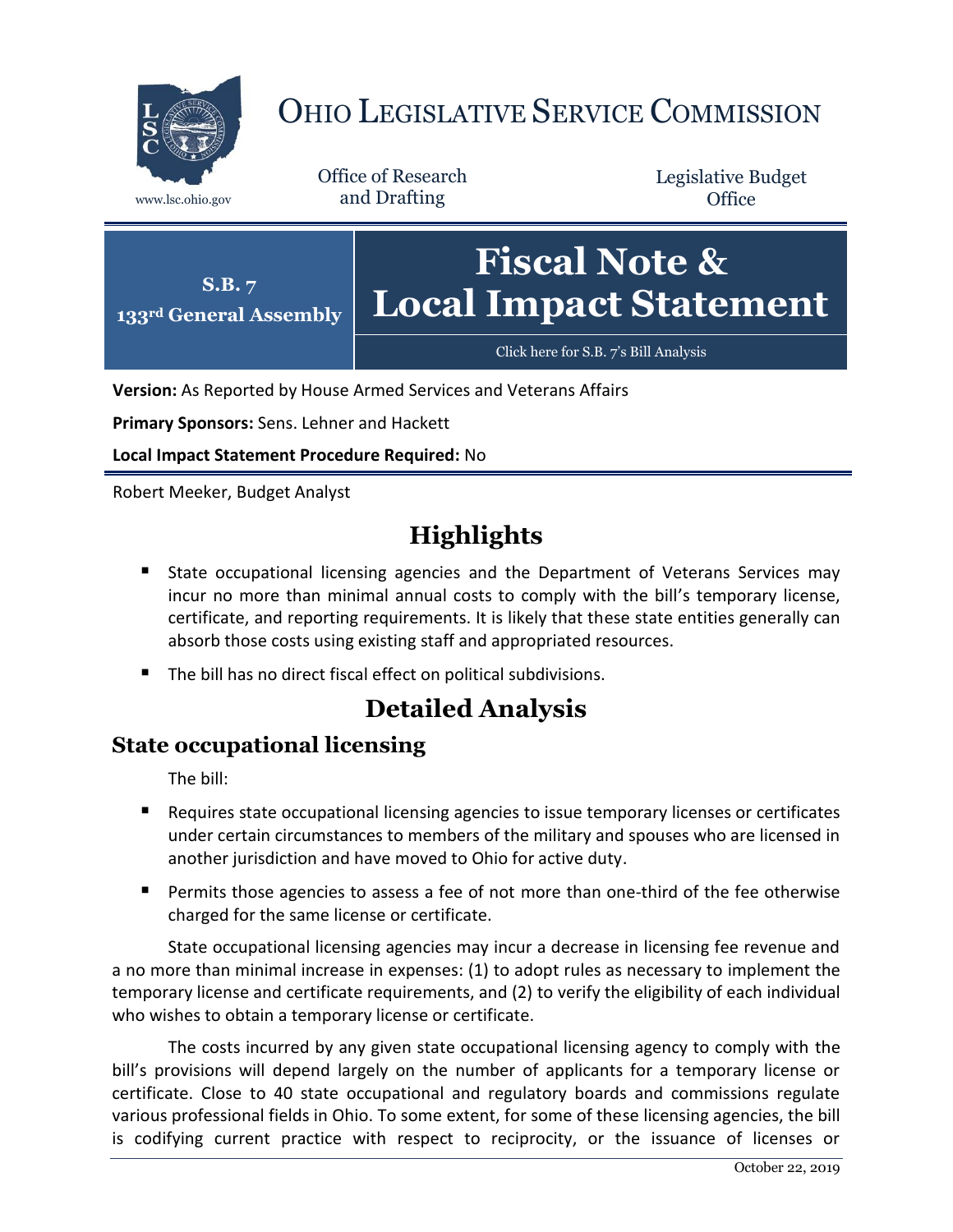# OHIO LEGISLATIVE SERVICE COMMISSION

www.lsc.ohio.gov

Office of Research and Drafting

Legislative Budget Office

**S.B. 7**
**133rd General Assembly**

# Fiscal Note & Local Impact Statement

Click here for S.B. 7's Bill Analysis

**Version:** As Reported by House Armed Services and Veterans Affairs

**Primary Sponsors:** Sens. Lehner and Hackett

**Local Impact Statement Procedure Required:** No

Robert Meeker, Budget Analyst

## Highlights

- State occupational licensing agencies and the Department of Veterans Services may incur no more than minimal annual costs to comply with the bill's temporary license, certificate, and reporting requirements. It is likely that these state entities generally can absorb those costs using existing staff and appropriated resources.
- The bill has no direct fiscal effect on political subdivisions.

## Detailed Analysis

### State occupational licensing

The bill:

- Requires state occupational licensing agencies to issue temporary licenses or certificates under certain circumstances to members of the military and spouses who are licensed in another jurisdiction and have moved to Ohio for active duty.
- Permits those agencies to assess a fee of not more than one-third of the fee otherwise charged for the same license or certificate.

State occupational licensing agencies may incur a decrease in licensing fee revenue and a no more than minimal increase in expenses: (1) to adopt rules as necessary to implement the temporary license and certificate requirements, and (2) to verify the eligibility of each individual who wishes to obtain a temporary license or certificate.

The costs incurred by any given state occupational licensing agency to comply with the bill's provisions will depend largely on the number of applicants for a temporary license or certificate. Close to 40 state occupational and regulatory boards and commissions regulate various professional fields in Ohio. To some extent, for some of these licensing agencies, the bill is codifying current practice with respect to reciprocity, or the issuance of licenses or

October 22, 2019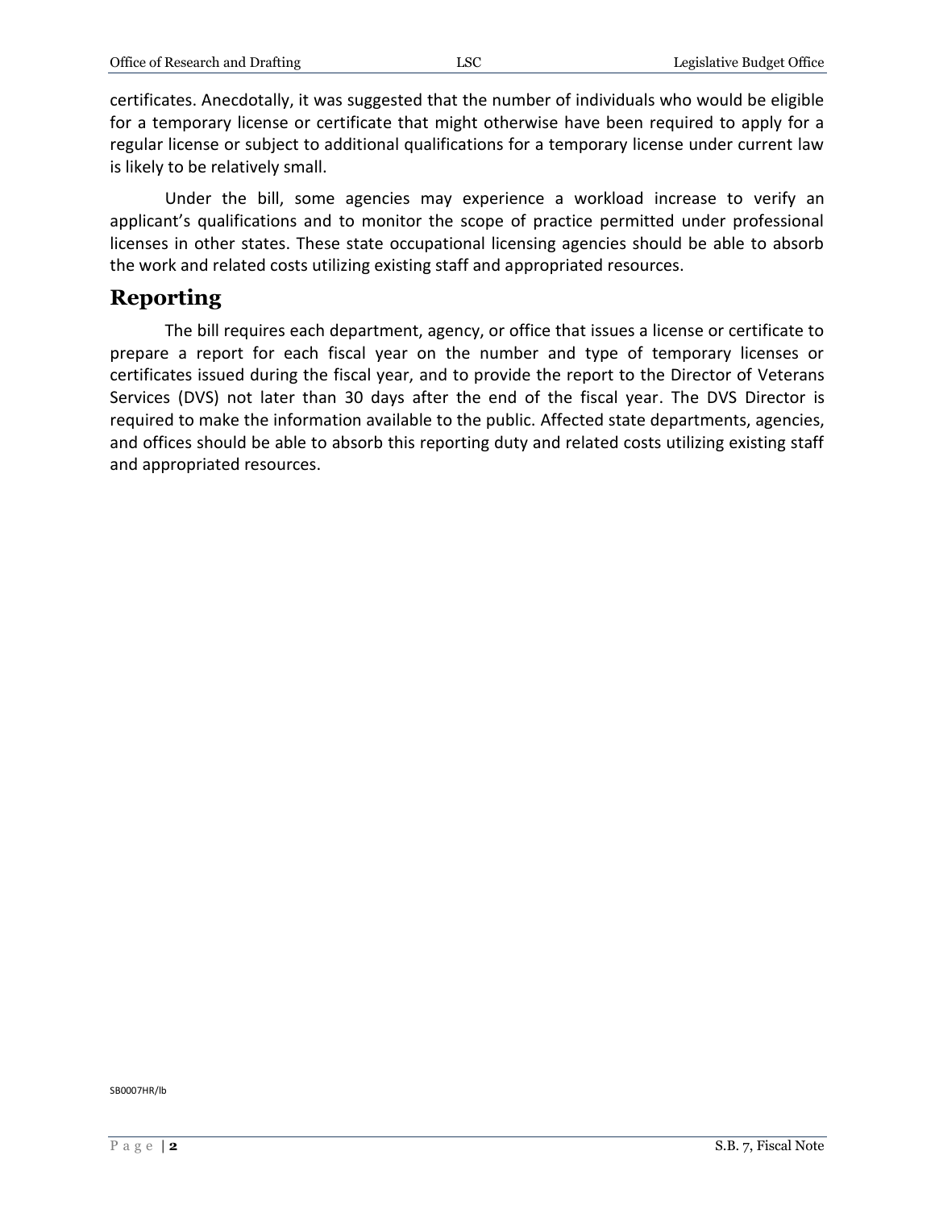certificates. Anecdotally, it was suggested that the number of individuals who would be eligible for a temporary license or certificate that might otherwise have been required to apply for a regular license or subject to additional qualifications for a temporary license under current law is likely to be relatively small.

Under the bill, some agencies may experience a workload increase to verify an applicant's qualifications and to monitor the scope of practice permitted under professional licenses in other states. These state occupational licensing agencies should be able to absorb the work and related costs utilizing existing staff and appropriated resources.

## Reporting

The bill requires each department, agency, or office that issues a license or certificate to prepare a report for each fiscal year on the number and type of temporary licenses or certificates issued during the fiscal year, and to provide the report to the Director of Veterans Services (DVS) not later than 30 days after the end of the fiscal year. The DVS Director is required to make the information available to the public. Affected state departments, agencies, and offices should be able to absorb this reporting duty and related costs utilizing existing staff and appropriated resources.

SB0007HR/lb